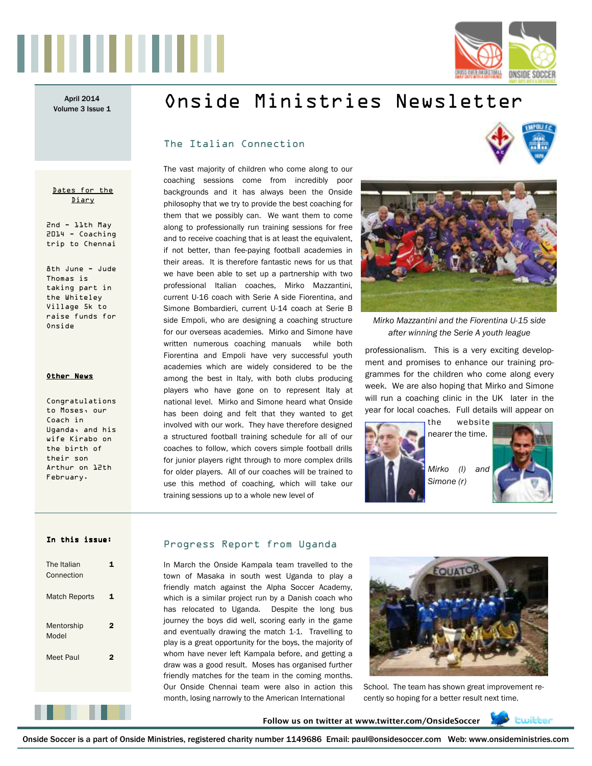April 2014
Volume 3 Issue 1

# Onside Ministries Newsletter

**Dates for the Diary**

2nd - 11th May 2014 - Coaching trip to Chennai

8th June - Jude Thomas is taking part in the Whiteley Village 5k to raise funds for Onside

**Other News**

Congratulations to Moses, our Coach in Uganda, and his wife Kirabo on the birth of their son Arthur on 12th February.

**In this issue:**

| | |
|---|---|
| The Italian Connection | 1 |
| Match Reports | 1 |
| Mentorship Model | 2 |
| Meet Paul | 2 |

## The Italian Connection

The vast majority of children who come along to our coaching sessions come from incredibly poor backgrounds and it has always been the Onside philosophy that we try to provide the best coaching for them that we possibly can. We want them to come along to professionally run training sessions for free and to receive coaching that is at least the equivalent, if not better, than fee-paying football academies in their areas. It is therefore fantastic news for us that we have been able to set up a partnership with two professional Italian coaches, Mirko Mazzantini, current U-16 coach with Serie A side Fiorentina, and Simone Bombardieri, current U-14 coach at Serie B side Empoli, who are designing a coaching structure for our overseas academies. Mirko and Simone have written numerous coaching manuals while both Fiorentina and Empoli have very successful youth academies which are widely considered to be the among the best in Italy, with both clubs producing players who have gone on to represent Italy at national level. Mirko and Simone heard what Onside has been doing and felt that they wanted to get involved with our work. They have therefore designed a structured football training schedule for all of our coaches to follow, which covers simple football drills for junior players right through to more complex drills for older players. All of our coaches will be trained to use this method of coaching, which will take our training sessions up to a whole new level of professionalism. This is a very exciting development and promises to enhance our training programmes for the children who come along every week. We are also hoping that Mirko and Simone will run a coaching clinic in the UK later in the year for local coaches. Full details will appear on the website nearer the time.

*Mirko Mazzantini and the Fiorentina U-15 side after winning the Serie A youth league*

*Mirko (l) and Simone (r)*

## Progress Report from Uganda

In March the Onside Kampala team travelled to the town of Masaka in south west Uganda to play a friendly match against the Alpha Soccer Academy, which is a similar project run by a Danish coach who has relocated to Uganda. Despite the long bus journey the boys did well, scoring early in the game and eventually drawing the match 1-1. Travelling to play is a great opportunity for the boys, the majority of whom have never left Kampala before, and getting a draw was a good result. Moses has organised further friendly matches for the team in the coming months. Our Onside Chennai team were also in action this month, losing narrowly to the American International School. The team has shown great improvement recently so hoping for a better result next time.

Follow us on twitter at www.twitter.com/OnsideSoccer

Onside Soccer is a part of Onside Ministries, registered charity number 1149686 Email: paul@onsidesoccer.com Web: www.onsideministries.com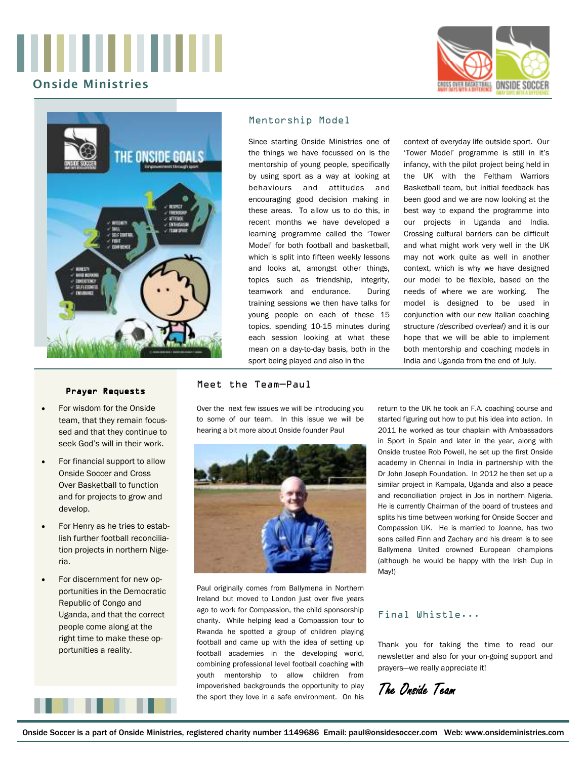## Onside Ministries

### Mentorship Model

Since starting Onside Ministries one of the things we have focussed on is the mentorship of young people, specifically by using sport as a way at looking at behaviours and attitudes and encouraging good decision making in these areas. To allow us to do this, in recent months we have developed a learning programme called the 'Tower Model' for both football and basketball, which is split into fifteen weekly lessons and looks at, amongst other things, topics such as friendship, integrity, teamwork and endurance. During training sessions we then have talks for young people on each of these 15 topics, spending 10-15 minutes during each session looking at what these mean on a day-to-day basis, both in the sport being played and also in the context of everyday life outside sport. Our 'Tower Model' programme is still in it's infancy, with the pilot project being held in the UK with the Feltham Warriors Basketball team, but initial feedback has been good and we are now looking at the best way to expand the programme into our projects in Uganda and India. Crossing cultural barriers can be difficult and what might work very well in the UK may not work quite as well in another context, which is why we have designed our model to be flexible, based on the needs of where we are working. The model is designed to be used in conjunction with our new Italian coaching structure *(described overleaf)* and it is our hope that we will be able to implement both mentorship and coaching models in India and Uganda from the end of July.

### Prayer Requests

- For wisdom for the Onside team, that they remain focussed and that they continue to seek God's will in their work.
- For financial support to allow Onside Soccer and Cross Over Basketball to function and for projects to grow and develop.
- For Henry as he tries to establish further football reconciliation projects in northern Nigeria.
- For discernment for new opportunities in the Democratic Republic of Congo and Uganda, and that the correct people come along at the right time to make these opportunities a reality.

### Meet the Team—Paul

Over the next few issues we will be introducing you to some of our team. In this issue we will be hearing a bit more about Onside founder Paul

Paul originally comes from Ballymena in Northern Ireland but moved to London just over five years ago to work for Compassion, the child sponsorship charity. While helping lead a Compassion tour to Rwanda he spotted a group of children playing football and came up with the idea of setting up football academies in the developing world, combining professional level football coaching with youth mentorship to allow children from impoverished backgrounds the opportunity to play the sport they love in a safe environment. On his return to the UK he took an F.A. coaching course and started figuring out how to put his idea into action. In 2011 he worked as tour chaplain with Ambassadors in Sport in Spain and later in the year, along with Onside trustee Rob Powell, he set up the first Onside academy in Chennai in India in partnership with the Dr John Joseph Foundation. In 2012 he then set up a similar project in Kampala, Uganda and also a peace and reconciliation project in Jos in northern Nigeria. He is currently Chairman of the board of trustees and splits his time between working for Onside Soccer and Compassion UK. He is married to Joanne, has two sons called Finn and Zachary and his dream is to see Ballymena United crowned European champions (although he would be happy with the Irish Cup in May!)

### Final Whistle...

Thank you for taking the time to read our newsletter and also for your on-going support and prayers—we really appreciate it!

*The Onside Team*

Onside Soccer is a part of Onside Ministries, registered charity number 1149686 Email: paul@onsidesoccer.com Web: www.onsideministries.com